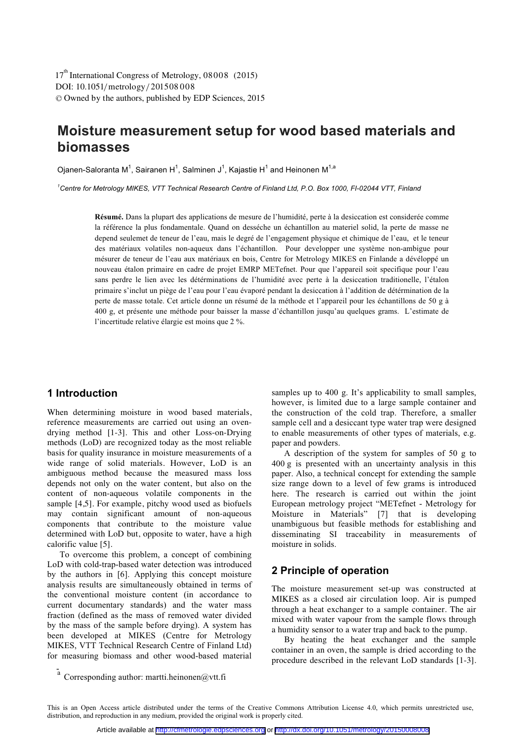# Moisture measurement setup for wood based materials and biomasses

Ojanen-Saloranta M[1], Sairanen H[1], Salminen J[1], Kajastie H[1] and Heinonen M[1,a]

[1]Centre for Metrology MIKES, VTT Technical Research Centre of Finland Ltd, P.O. Box 1000, FI-02044 VTT, Finland

**Résumé.** Dans la plupart des applications de mesure de l'humidité, perte à la desiccation est considerée comme la référence la plus fondamentale. Quand on desséche un échantillon au materiel solid, la perte de masse ne depend seulemet de teneur de l'eau, mais le degré de l'engagement physique et chimique de l'eau, et le teneur des matériaux volatiles non-aqueux dans l'échantillon. Pour developper une système non-ambigue pour mésurer de teneur de l'eau aux matériaux en bois, Centre for Metrology MIKES en Finlande a dévéloppé un nouveau étalon primaire en cadre de projet EMRP METefnet. Pour que l'appareil soit specifique pour l'eau sans perdre le lien avec les détérminations de l'humidité avec perte à la desiccation traditionelle, l'étalon primaire s'inclut un piège de l'eau pour l'eau évaporé pendant la desiccation à l'addition de détérmination de la perte de masse totale. Cet article donne un résumé de la méthode et l'appareil pour les échantillons de 50 g à 400 g, et présente une méthode pour baisser la masse d'échantillon jusqu'au quelques grams. L'estimate de l'incertitude relative élargie est moins que 2 %.

## 1 Introduction

When determining moisture in wood based materials, reference measurements are carried out using an oven-drying method [1-3]. This and other Loss-on-Drying methods (LoD) are recognized today as the most reliable basis for quality insurance in moisture measurements of a wide range of solid materials. However, LoD is an ambiguous method because the measured mass loss depends not only on the water content, but also on the content of non-aqueous volatile components in the sample [4,5]. For example, pitchy wood used as biofuels may contain significant amount of non-aqueous components that contribute to the moisture value determined with LoD but, opposite to water, have a high calorific value [5].

To overcome this problem, a concept of combining LoD with cold-trap-based water detection was introduced by the authors in [6]. Applying this concept moisture analysis results are simultaneously obtained in terms of the conventional moisture content (in accordance to current documentary standards) and the water mass fraction (defined as the mass of removed water divided by the mass of the sample before drying). A system has been developed at MIKES (Centre for Metrology MIKES, VTT Technical Research Centre of Finland Ltd) for measuring biomass and other wood-based material samples up to 400 g. It's applicability to small samples, however, is limited due to a large sample container and the construction of the cold trap. Therefore, a smaller sample cell and a desiccant type water trap were designed to enable measurements of other types of materials, e.g. paper and powders.

A description of the system for samples of 50 g to 400 g is presented with an uncertainty analysis in this paper. Also, a technical concept for extending the sample size range down to a level of few grams is introduced here. The research is carried out within the joint European metrology project "METefnet - Metrology for Moisture in Materials" [7] that is developing unambiguous but feasible methods for establishing and disseminating SI traceability in measurements of moisture in solids.

## 2 Principle of operation

The moisture measurement set-up was constructed at MIKES as a closed air circulation loop. Air is pumped through a heat exchanger to a sample container. The air mixed with water vapour from the sample flows through a humidity sensor to a water trap and back to the pump.

By heating the heat exchanger and the sample container in an oven, the sample is dried according to the procedure described in the relevant LoD standards [1-3].

[a] Corresponding author: martti.heinonen@vtt.fi

This is an Open Access article distributed under the terms of the Creative Commons Attribution License 4.0, which permits unrestricted use, distribution, and reproduction in any medium, provided the original work is properly cited.

Article available at http://cfmetrologie.edpsciences.org or http://dx.doi.org/10.1051/metrology/20150008008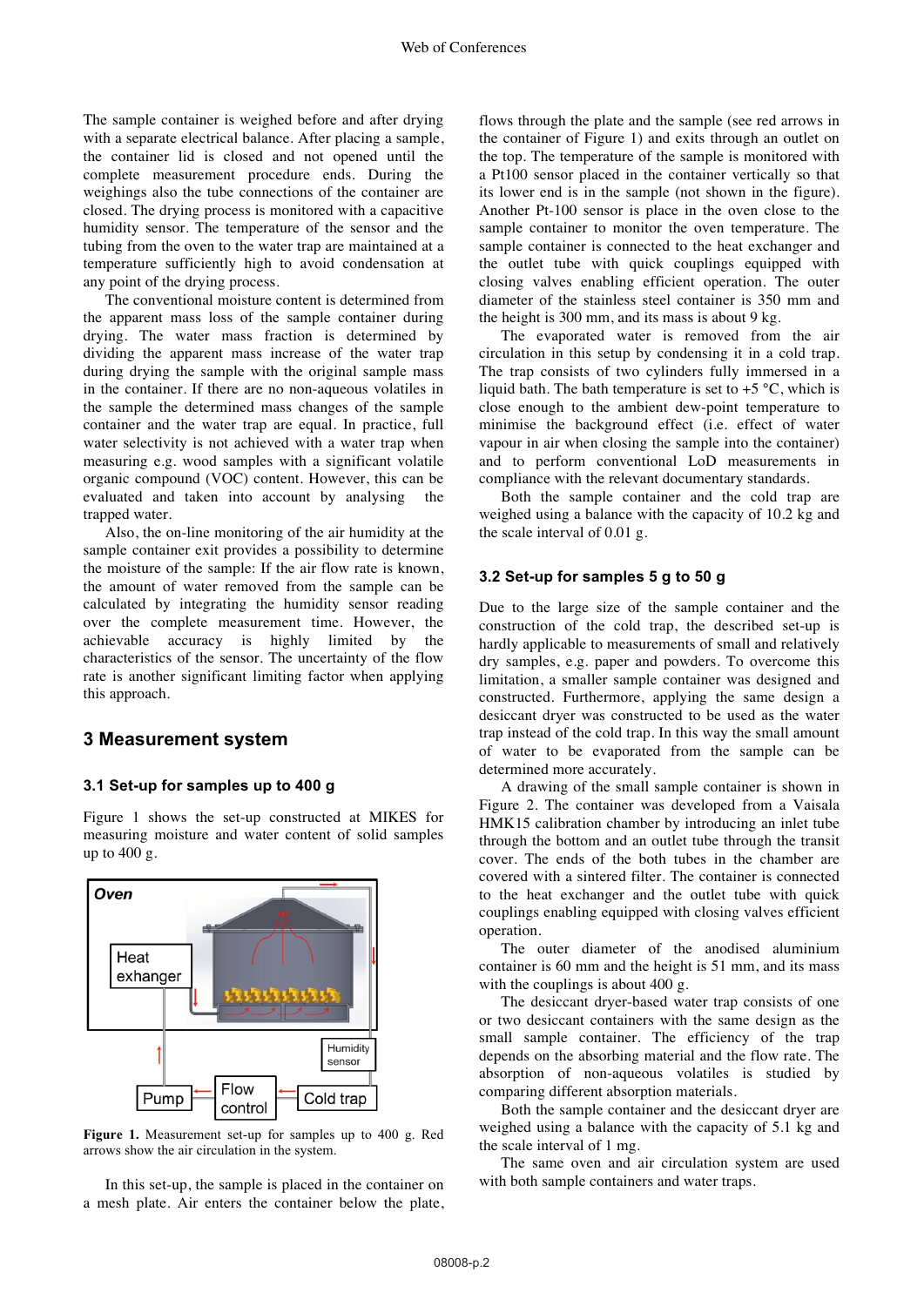The sample container is weighed before and after drying with a separate electrical balance. After placing a sample, the container lid is closed and not opened until the complete measurement procedure ends. During the weighings also the tube connections of the container are closed. The drying process is monitored with a capacitive humidity sensor. The temperature of the sensor and the tubing from the oven to the water trap are maintained at a temperature sufficiently high to avoid condensation at any point of the drying process.

The conventional moisture content is determined from the apparent mass loss of the sample container during drying. The water mass fraction is determined by dividing the apparent mass increase of the water trap during drying the sample with the original sample mass in the container. If there are no non-aqueous volatiles in the sample the determined mass changes of the sample container and the water trap are equal. In practice, full water selectivity is not achieved with a water trap when measuring e.g. wood samples with a significant volatile organic compound (VOC) content. However, this can be evaluated and taken into account by analysing the trapped water.

Also, the on-line monitoring of the air humidity at the sample container exit provides a possibility to determine the moisture of the sample: If the air flow rate is known, the amount of water removed from the sample can be calculated by integrating the humidity sensor reading over the complete measurement time. However, the achievable accuracy is highly limited by the characteristics of the sensor. The uncertainty of the flow rate is another significant limiting factor when applying this approach.

## 3 Measurement system

### 3.1 Set-up for samples up to 400 g

Figure 1 shows the set-up constructed at MIKES for measuring moisture and water content of solid samples up to 400 g.

**Figure 1.** Measurement set-up for samples up to 400 g. Red arrows show the air circulation in the system.

In this set-up, the sample is placed in the container on a mesh plate. Air enters the container below the plate, flows through the plate and the sample (see red arrows in the container of Figure 1) and exits through an outlet on the top. The temperature of the sample is monitored with a Pt100 sensor placed in the container vertically so that its lower end is in the sample (not shown in the figure). Another Pt-100 sensor is place in the oven close to the sample container to monitor the oven temperature. The sample container is connected to the heat exchanger and the outlet tube with quick couplings equipped with closing valves enabling efficient operation. The outer diameter of the stainless steel container is 350 mm and the height is 300 mm, and its mass is about 9 kg.

The evaporated water is removed from the air circulation in this setup by condensing it in a cold trap. The trap consists of two cylinders fully immersed in a liquid bath. The bath temperature is set to +5 °C, which is close enough to the ambient dew-point temperature to minimise the background effect (i.e. effect of water vapour in air when closing the sample into the container) and to perform conventional LoD measurements in compliance with the relevant documentary standards.

Both the sample container and the cold trap are weighed using a balance with the capacity of 10.2 kg and the scale interval of 0.01 g.

### 3.2 Set-up for samples 5 g to 50 g

Due to the large size of the sample container and the construction of the cold trap, the described set-up is hardly applicable to measurements of small and relatively dry samples, e.g. paper and powders. To overcome this limitation, a smaller sample container was designed and constructed. Furthermore, applying the same design a desiccant dryer was constructed to be used as the water trap instead of the cold trap. In this way the small amount of water to be evaporated from the sample can be determined more accurately.

A drawing of the small sample container is shown in Figure 2. The container was developed from a Vaisala HMK15 calibration chamber by introducing an inlet tube through the bottom and an outlet tube through the transit cover. The ends of the both tubes in the chamber are covered with a sintered filter. The container is connected to the heat exchanger and the outlet tube with quick couplings enabling equipped with closing valves efficient operation.

The outer diameter of the anodised aluminium container is 60 mm and the height is 51 mm, and its mass with the couplings is about 400 g.

The desiccant dryer-based water trap consists of one or two desiccant containers with the same design as the small sample container. The efficiency of the trap depends on the absorbing material and the flow rate. The absorption of non-aqueous volatiles is studied by comparing different absorption materials.

Both the sample container and the desiccant dryer are weighed using a balance with the capacity of 5.1 kg and the scale interval of 1 mg.

The same oven and air circulation system are used with both sample containers and water traps.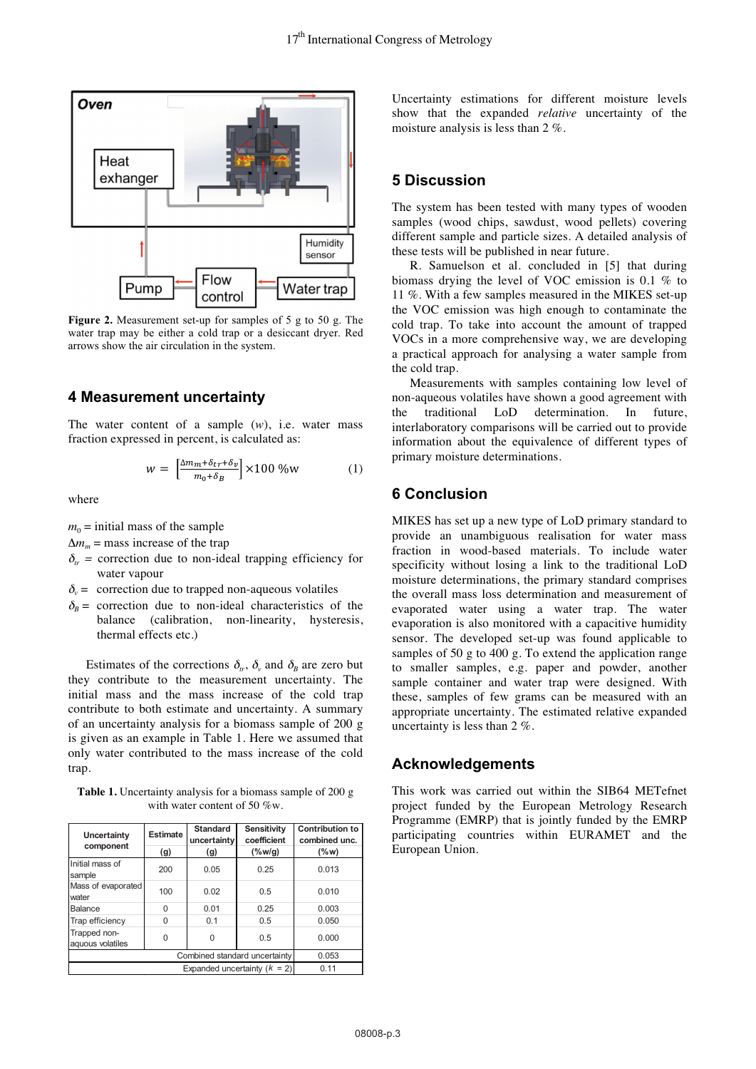**Figure 2.** Measurement set-up for samples of 5 g to 50 g. The water trap may be either a cold trap or a desiccant dryer. Red arrows show the air circulation in the system.

## 4 Measurement uncertainty

The water content of a sample ($w$), i.e. water mass fraction expressed in percent, is calculated as:

$$w = \left[\frac{\Delta m_m + \delta_{tr} + \delta_v}{m_0 + \delta_B}\right] \times 100\ \%\text{w} \qquad (1)$$

where

$m_0$ = initial mass of the sample
$\Delta m_m$ = mass increase of the trap
$\delta_{tr}$ = correction due to non-ideal trapping efficiency for water vapour
$\delta_v$ = correction due to trapped non-aqueous volatiles
$\delta_B$ = correction due to non-ideal characteristics of the balance (calibration, non-linearity, hysteresis, thermal effects etc.)

Estimates of the corrections $\delta_{tr}$, $\delta_v$ and $\delta_B$ are zero but they contribute to the measurement uncertainty. The initial mass and the mass increase of the cold trap contribute to both estimate and uncertainty. A summary of an uncertainty analysis for a biomass sample of 200 g is given as an example in Table 1. Here we assumed that only water contributed to the mass increase of the cold trap.

**Table 1.** Uncertainty analysis for a biomass sample of 200 g with water content of 50 %w.

| Uncertainty component | Estimate (g) | Standard uncertainty (g) | Sensitivity coefficient (%w/g) | Contribution to combined unc. (%w) |
|---|---|---|---|---|
| Initial mass of sample | 200 | 0.05 | 0.25 | 0.013 |
| Mass of evaporated water | 100 | 0.02 | 0.5 | 0.010 |
| Balance | 0 | 0.01 | 0.25 | 0.003 |
| Trap efficiency | 0 | 0.1 | 0.5 | 0.050 |
| Trapped non-aquous volatiles | 0 | 0 | 0.5 | 0.000 |
| | | | Combined standard uncertainty | 0.053 |
| | | | Expanded uncertainty ($k$ = 2) | 0.11 |

Uncertainty estimations for different moisture levels show that the expanded *relative* uncertainty of the moisture analysis is less than 2 %.

## 5 Discussion

The system has been tested with many types of wooden samples (wood chips, sawdust, wood pellets) covering different sample and particle sizes. A detailed analysis of these tests will be published in near future.

R. Samuelson et al. concluded in [5] that during biomass drying the level of VOC emission is 0.1 % to 11 %. With a few samples measured in the MIKES set-up the VOC emission was high enough to contaminate the cold trap. To take into account the amount of trapped VOCs in a more comprehensive way, we are developing a practical approach for analysing a water sample from the cold trap.

Measurements with samples containing low level of non-aqueous volatiles have shown a good agreement with the traditional LoD determination. In future, interlaboratory comparisons will be carried out to provide information about the equivalence of different types of primary moisture determinations.

## 6 Conclusion

MIKES has set up a new type of LoD primary standard to provide an unambiguous realisation for water mass fraction in wood-based materials. To include water specificity without losing a link to the traditional LoD moisture determinations, the primary standard comprises the overall mass loss determination and measurement of evaporated water using a water trap. The water evaporation is also monitored with a capacitive humidity sensor. The developed set-up was found applicable to samples of 50 g to 400 g. To extend the application range to smaller samples, e.g. paper and powder, another sample container and water trap were designed. With these, samples of few grams can be measured with an appropriate uncertainty. The estimated relative expanded uncertainty is less than 2 %.

## Acknowledgements

This work was carried out within the SIB64 METefnet project funded by the European Metrology Research Programme (EMRP) that is jointly funded by the EMRP participating countries within EURAMET and the European Union.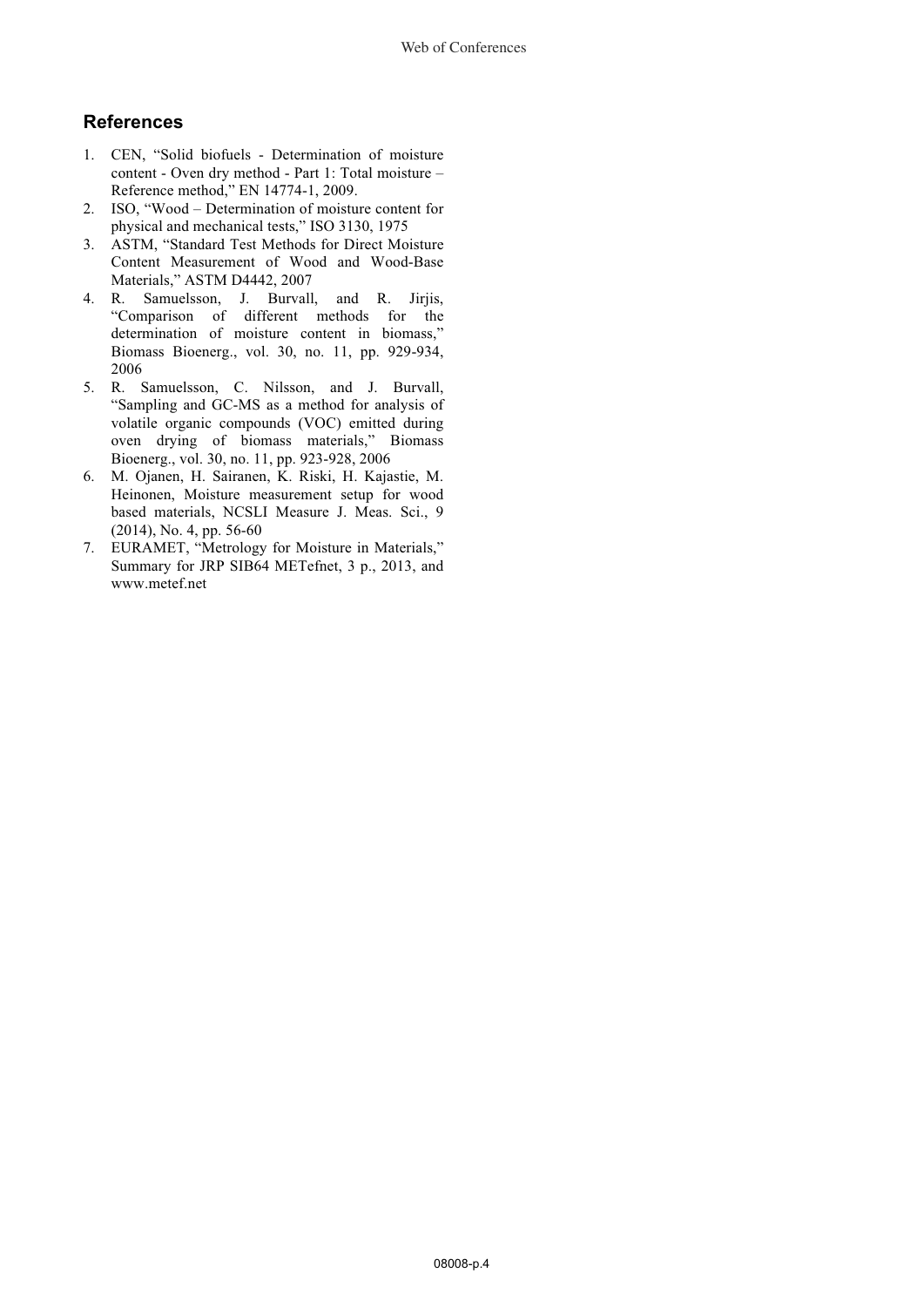## References

1. CEN, "Solid biofuels - Determination of moisture content - Oven dry method - Part 1: Total moisture – Reference method," EN 14774-1, 2009.
2. ISO, "Wood – Determination of moisture content for physical and mechanical tests," ISO 3130, 1975
3. ASTM, "Standard Test Methods for Direct Moisture Content Measurement of Wood and Wood-Base Materials," ASTM D4442, 2007
4. R. Samuelsson, J. Burvall, and R. Jirjis, "Comparison of different methods for the determination of moisture content in biomass," Biomass Bioenerg., vol. 30, no. 11, pp. 929-934, 2006
5. R. Samuelsson, C. Nilsson, and J. Burvall, "Sampling and GC-MS as a method for analysis of volatile organic compounds (VOC) emitted during oven drying of biomass materials," Biomass Bioenerg., vol. 30, no. 11, pp. 923-928, 2006
6. M. Ojanen, H. Sairanen, K. Riski, H. Kajastie, M. Heinonen, Moisture measurement setup for wood based materials, NCSLI Measure J. Meas. Sci., 9 (2014), No. 4, pp. 56-60
7. EURAMET, "Metrology for Moisture in Materials," Summary for JRP SIB64 METefnet, 3 p., 2013, and www.metef.net